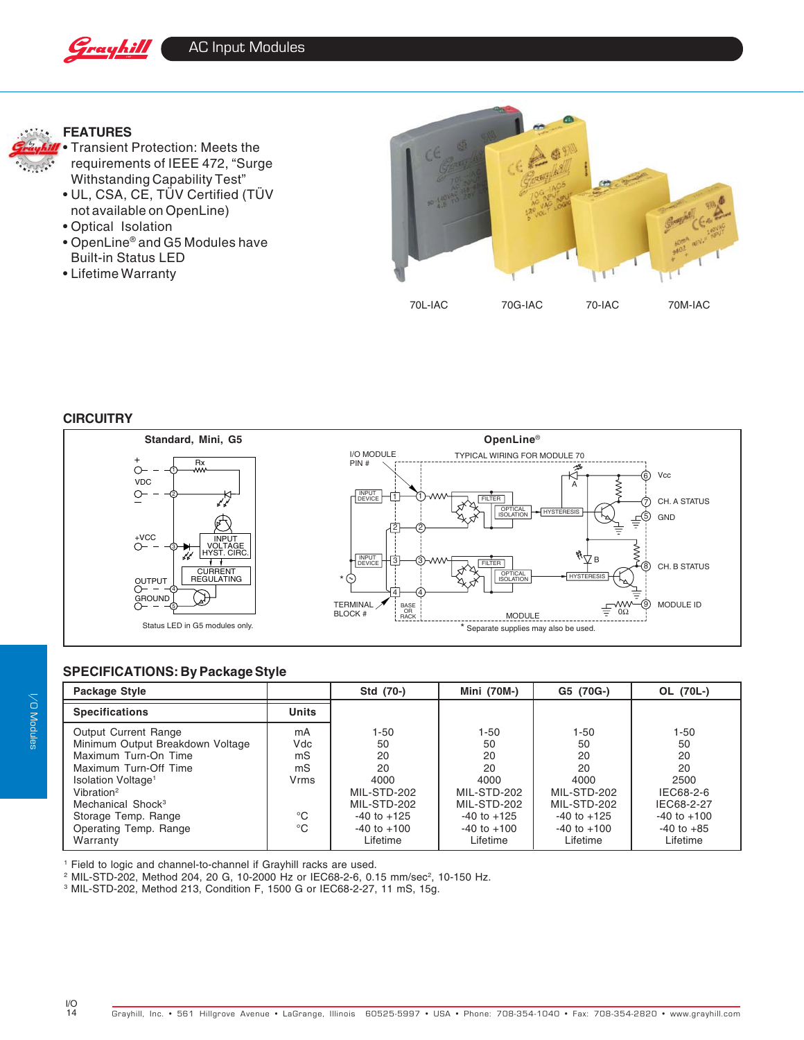# AC Input Modules

## FEATURES

- Transient Protection: Meets the requirements of IEEE 472, "Surge Withstanding Capability Test"
- UL, CSA, CE, TÜV Certified (TÜV not available on OpenLine)
- Optical Isolation
- OpenLine® and G5 Modules have Built-in Status LED
- Lifetime Warranty

70L-IAC 70G-IAC 70-IAC 70M-IAC

## CIRCUITRY

**Standard, Mini, G5**

Status LED in G5 modules only.

**OpenLine®**

TYPICAL WIRING FOR MODULE 70

\* Separate supplies may also be used.

## SPECIFICATIONS: By Package Style

| Package Style | | Std (70-) | Mini (70M-) | G5 (70G-) | OL (70L-) |
|---|---|---|---|---|---|
| **Specifications** | **Units** | | | | |
| Output Current Range | mA | 1-50 | 1-50 | 1-50 | 1-50 |
| Minimum Output Breakdown Voltage | Vdc | 50 | 50 | 50 | 50 |
| Maximum Turn-On Time | mS | 20 | 20 | 20 | 20 |
| Maximum Turn-Off Time | mS | 20 | 20 | 20 | 20 |
| Isolation Voltage[1] | Vrms | 4000 | 4000 | 4000 | 2500 |
| Vibration[2] | | MIL-STD-202 | MIL-STD-202 | MIL-STD-202 | IEC68-2-6 |
| Mechanical Shock[3] | | MIL-STD-202 | MIL-STD-202 | MIL-STD-202 | IEC68-2-27 |
| Storage Temp. Range | °C | -40 to +125 | -40 to +125 | -40 to +125 | -40 to +100 |
| Operating Temp. Range | °C | -40 to +100 | -40 to +100 | -40 to +100 | -40 to +85 |
| Warranty | | Lifetime | Lifetime | Lifetime | Lifetime |

[1] Field to logic and channel-to-channel if Grayhill racks are used.
[2] MIL-STD-202, Method 204, 20 G, 10-2000 Hz or IEC68-2-6, 0.15 mm/sec², 10-150 Hz.
[3] MIL-STD-202, Method 213, Condition F, 1500 G or IEC68-2-27, 11 mS, 15g.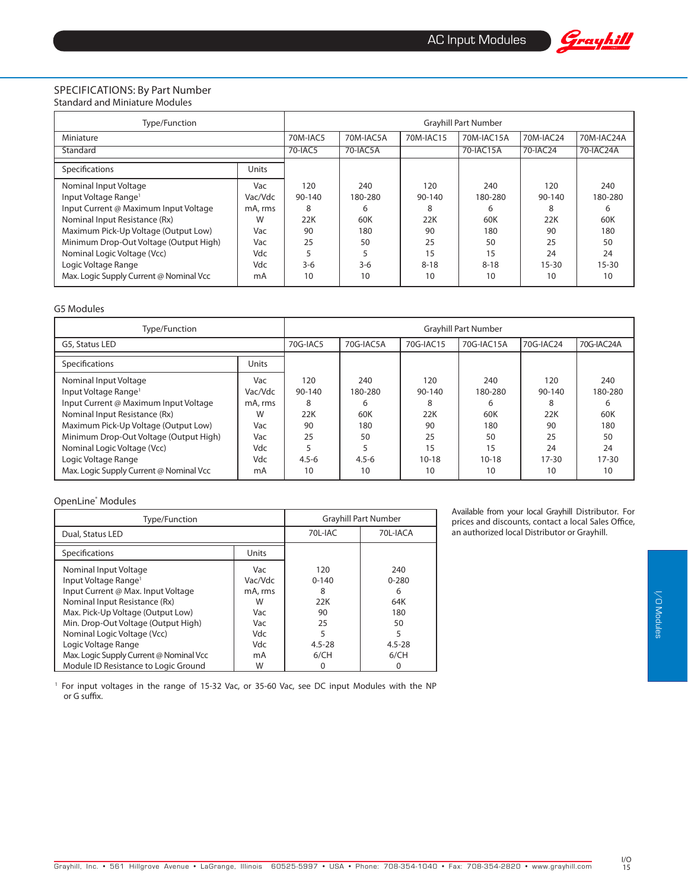## SPECIFICATIONS: By Part Number

### Standard and Miniature Modules

| Type/Function | | Grayhill Part Number | | | | | |
|---|---|---|---|---|---|---|---|
| Miniature | | 70M-IAC5 | 70M-IAC5A | 70M-IAC15 | 70M-IAC15A | 70M-IAC24 | 70M-IAC24A |
| Standard | | 70-IAC5 | 70-IAC5A | | 70-IAC15A | 70-IAC24 | 70-IAC24A |
| **Specifications** | **Units** | | | | | | |
| Nominal Input Voltage | Vac | 120 | 240 | 120 | 240 | 120 | 240 |
| Input Voltage Range[1] | Vac/Vdc | 90-140 | 180-280 | 90-140 | 180-280 | 90-140 | 180-280 |
| Input Current @ Maximum Input Voltage | mA, rms | 8 | 6 | 8 | 6 | 8 | 6 |
| Nominal Input Resistance (Rx) | W | 22K | 60K | 22K | 60K | 22K | 60K |
| Maximum Pick-Up Voltage (Output Low) | Vac | 90 | 180 | 90 | 180 | 90 | 180 |
| Minimum Drop-Out Voltage (Output High) | Vac | 25 | 50 | 25 | 50 | 25 | 50 |
| Nominal Logic Voltage (Vcc) | Vdc | 5 | 5 | 15 | 15 | 24 | 24 |
| Logic Voltage Range | Vdc | 3-6 | 3-6 | 8-18 | 8-18 | 15-30 | 15-30 |
| Max. Logic Supply Current @ Nominal Vcc | mA | 10 | 10 | 10 | 10 | 10 | 10 |

### G5 Modules

| Type/Function | | Grayhill Part Number | | | | | |
|---|---|---|---|---|---|---|---|
| G5, Status LED | | 70G-IAC5 | 70G-IAC5A | 70G-IAC15 | 70G-IAC15A | 70G-IAC24 | 70G-IAC24A |
| **Specifications** | **Units** | | | | | | |
| Nominal Input Voltage | Vac | 120 | 240 | 120 | 240 | 120 | 240 |
| Input Voltage Range[1] | Vac/Vdc | 90-140 | 180-280 | 90-140 | 180-280 | 90-140 | 180-280 |
| Input Current @ Maximum Input Voltage | mA, rms | 8 | 6 | 8 | 6 | 8 | 6 |
| Nominal Input Resistance (Rx) | W | 22K | 60K | 22K | 60K | 22K | 60K |
| Maximum Pick-Up Voltage (Output Low) | Vac | 90 | 180 | 90 | 180 | 90 | 180 |
| Minimum Drop-Out Voltage (Output High) | Vac | 25 | 50 | 25 | 50 | 25 | 50 |
| Nominal Logic Voltage (Vcc) | Vdc | 5 | 5 | 15 | 15 | 24 | 24 |
| Logic Voltage Range | Vdc | 4.5-6 | 4.5-6 | 10-18 | 10-18 | 17-30 | 17-30 |
| Max. Logic Supply Current @ Nominal Vcc | mA | 10 | 10 | 10 | 10 | 10 | 10 |

### OpenLine® Modules

| Type/Function | | Grayhill Part Number | |
|---|---|---|---|
| Dual, Status LED | | 70L-IAC | 70L-IACA |
| **Specifications** | **Units** | | |
| Nominal Input Voltage | Vac | 120 | 240 |
| Input Voltage Range[1] | Vac/Vdc | 0-140 | 0-280 |
| Input Current @ Max. Input Voltage | mA, rms | 8 | 6 |
| Nominal Input Resistance (Rx) | W | 22K | 64K |
| Max. Pick-Up Voltage (Output Low) | Vac | 90 | 180 |
| Min. Drop-Out Voltage (Output High) | Vac | 25 | 50 |
| Nominal Logic Voltage (Vcc) | Vdc | 5 | 5 |
| Logic Voltage Range | Vdc | 4.5-28 | 4.5-28 |
| Max. Logic Supply Current @ Nominal Vcc | mA | 6/CH | 6/CH |
| Module ID Resistance to Logic Ground | W | 0 | 0 |

Available from your local Grayhill Distributor. For prices and discounts, contact a local Sales Office, an authorized local Distributor or Grayhill.

[1] For input voltages in the range of 15-32 Vac, or 35-60 Vac, see DC input Modules with the NP or G suffix.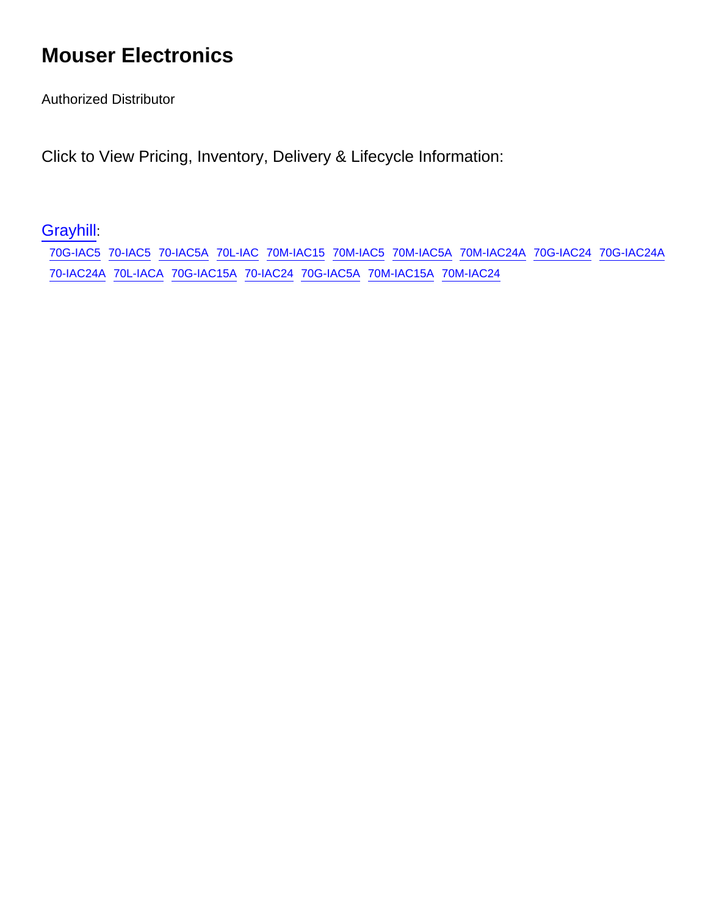# Mouser Electronics

Authorized Distributor

Click to View Pricing, Inventory, Delivery & Lifecycle Information:

Grayhill:

70G-IAC5 70-IAC5 70-IAC5A 70L-IAC 70M-IAC15 70M-IAC5 70M-IAC5A 70M-IAC24A 70G-IAC24 70G-IAC24A 70-IAC24A 70L-IACA 70G-IAC15A 70-IAC24 70G-IAC5A 70M-IAC15A 70M-IAC24